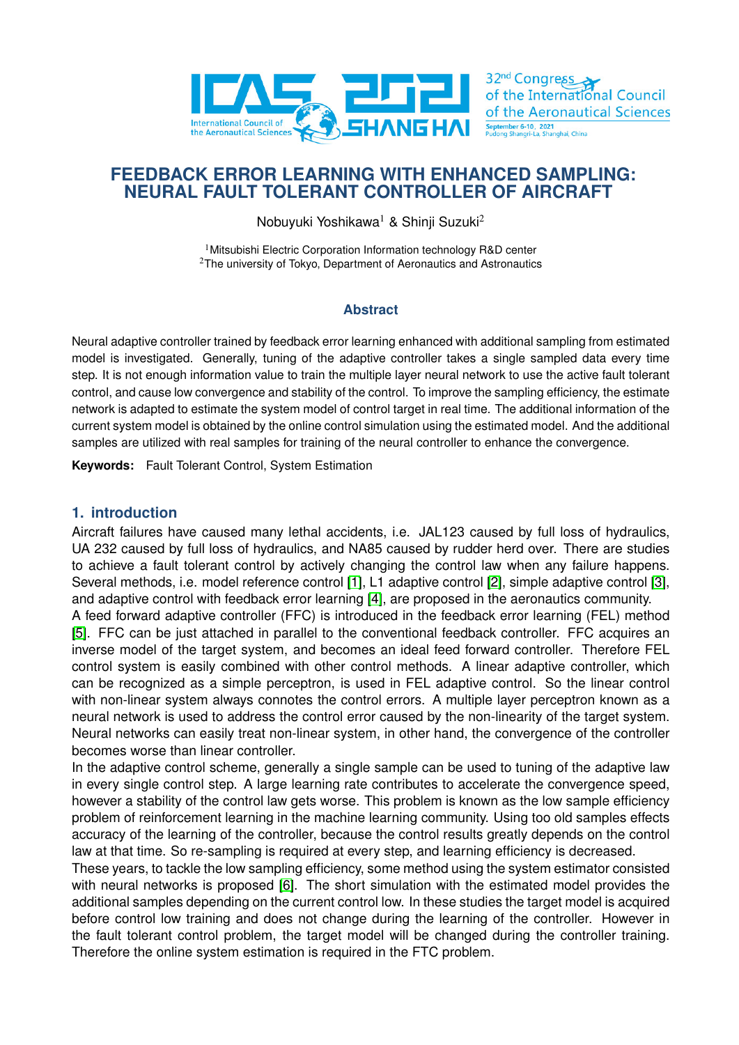# FEEDBACK ERROR LEARNING WITH ENHANCED SAMPLING: NEURAL FAULT TOLERANT CONTROLLER OF AIRCRAFT

Nobuyuki Yoshikawa[1] & Shinji Suzuki[2]

[1]Mitsubishi Electric Corporation Information technology R&D center
[2]The university of Tokyo, Department of Aeronautics and Astronautics

## Abstract

Neural adaptive controller trained by feedback error learning enhanced with additional sampling from estimated model is investigated. Generally, tuning of the adaptive controller takes a single sampled data every time step. It is not enough information value to train the multiple layer neural network to use the active fault tolerant control, and cause low convergence and stability of the control. To improve the sampling efficiency, the estimate network is adapted to estimate the system model of control target in real time. The additional information of the current system model is obtained by the online control simulation using the estimated model. And the additional samples are utilized with real samples for training of the neural controller to enhance the convergence.

**Keywords:** Fault Tolerant Control, System Estimation

## 1. introduction

Aircraft failures have caused many lethal accidents, i.e. JAL123 caused by full loss of hydraulics, UA 232 caused by full loss of hydraulics, and NA85 caused by rudder herd over. There are studies to achieve a fault tolerant control by actively changing the control law when any failure happens. Several methods, i.e. model reference control [1], L1 adaptive control [2], simple adaptive control [3], and adaptive control with feedback error learning [4], are proposed in the aeronautics community.
A feed forward adaptive controller (FFC) is introduced in the feedback error learning (FEL) method [5]. FFC can be just attached in parallel to the conventional feedback controller. FFC acquires an inverse model of the target system, and becomes an ideal feed forward controller. Therefore FEL control system is easily combined with other control methods. A linear adaptive controller, which can be recognized as a simple perceptron, is used in FEL adaptive control. So the linear control with non-linear system always connotes the control errors. A multiple layer perceptron known as a neural network is used to address the control error caused by the non-linearity of the target system. Neural networks can easily treat non-linear system, in other hand, the convergence of the controller becomes worse than linear controller.
In the adaptive control scheme, generally a single sample can be used to tuning of the adaptive law in every single control step. A large learning rate contributes to accelerate the convergence speed, however a stability of the control law gets worse. This problem is known as the low sample efficiency problem of reinforcement learning in the machine learning community. Using too old samples effects accuracy of the learning of the controller, because the control results greatly depends on the control law at that time. So re-sampling is required at every step, and learning efficiency is decreased.
These years, to tackle the low sampling efficiency, some method using the system estimator consisted with neural networks is proposed [6]. The short simulation with the estimated model provides the additional samples depending on the current control low. In these studies the target model is acquired before control low training and does not change during the learning of the controller. However in the fault tolerant control problem, the target model will be changed during the controller training. Therefore the online system estimation is required in the FTC problem.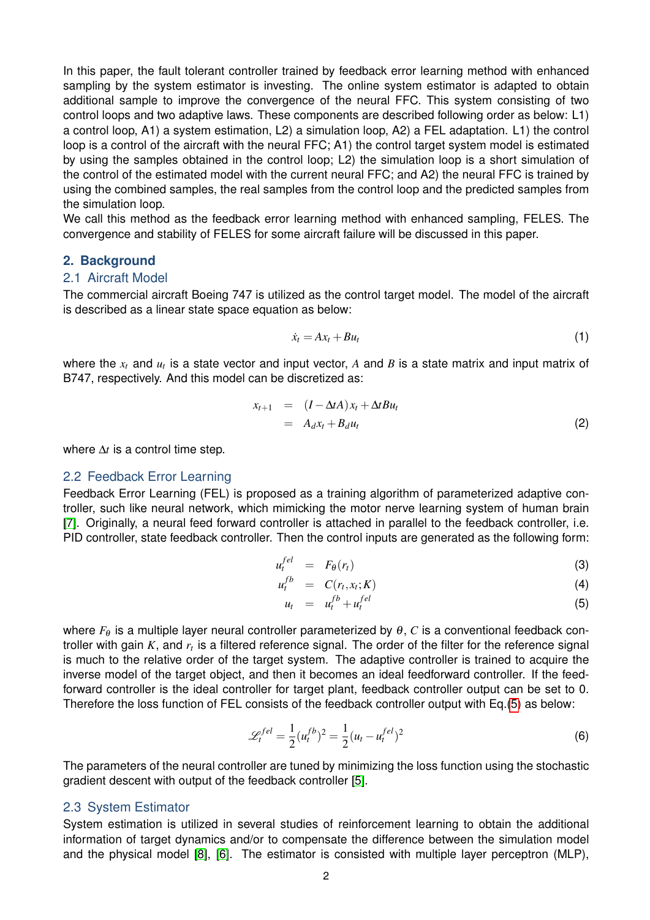In this paper, the fault tolerant controller trained by feedback error learning method with enhanced sampling by the system estimator is investing. The online system estimator is adapted to obtain additional sample to improve the convergence of the neural FFC. This system consisting of two control loops and two adaptive laws. These components are described following order as below: L1) a control loop, A1) a system estimation, L2) a simulation loop, A2) a FEL adaptation. L1) the control loop is a control of the aircraft with the neural FFC; A1) the control target system model is estimated by using the samples obtained in the control loop; L2) the simulation loop is a short simulation of the control of the estimated model with the current neural FFC; and A2) the neural FFC is trained by using the combined samples, the real samples from the control loop and the predicted samples from the simulation loop.
We call this method as the feedback error learning method with enhanced sampling, FELES. The convergence and stability of FELES for some aircraft failure will be discussed in this paper.

## 2. Background

### 2.1 Aircraft Model

The commercial aircraft Boeing 747 is utilized as the control target model. The model of the aircraft is described as a linear state space equation as below:

$$\dot{x}_t = Ax_t + Bu_t \tag{1}$$

where the $x_t$ and $u_t$ is a state vector and input vector, $A$ and $B$ is a state matrix and input matrix of B747, respectively. And this model can be discretized as:

$$\begin{aligned} x_{t+1} &= (I - \Delta t A)x_t + \Delta t B u_t \\ &= A_d x_t + B_d u_t \end{aligned} \tag{2}$$

where $\Delta t$ is a control time step.

### 2.2 Feedback Error Learning

Feedback Error Learning (FEL) is proposed as a training algorithm of parameterized adaptive controller, such like neural network, which mimicking the motor nerve learning system of human brain [7]. Originally, a neural feed forward controller is attached in parallel to the feedback controller, i.e. PID controller, state feedback controller. Then the control inputs are generated as the following form:

$$u_t^{fel} = F_\theta(r_t) \tag{3}$$

$$u_t^{fb} = C(r_t, x_t; K) \tag{4}$$

$$u_t = u_t^{fb} + u_t^{fel} \tag{5}$$

where $F_\theta$ is a multiple layer neural controller parameterized by $\theta$, $C$ is a conventional feedback controller with gain $K$, and $r_t$ is a filtered reference signal. The order of the filter for the reference signal is much to the relative order of the target system. The adaptive controller is trained to acquire the inverse model of the target object, and then it becomes an ideal feedforward controller. If the feedforward controller is the ideal controller for target plant, feedback controller output can be set to 0. Therefore the loss function of FEL consists of the feedback controller output with Eq.(5) as below:

$$\mathcal{L}_t^{fel} = \frac{1}{2}(u_t^{fb})^2 = \frac{1}{2}(u_t - u_t^{fel})^2 \tag{6}$$

The parameters of the neural controller are tuned by minimizing the loss function using the stochastic gradient descent with output of the feedback controller [5].

### 2.3 System Estimator

System estimation is utilized in several studies of reinforcement learning to obtain the additional information of target dynamics and/or to compensate the difference between the simulation model and the physical model [8], [6]. The estimator is consisted with multiple layer perceptron (MLP),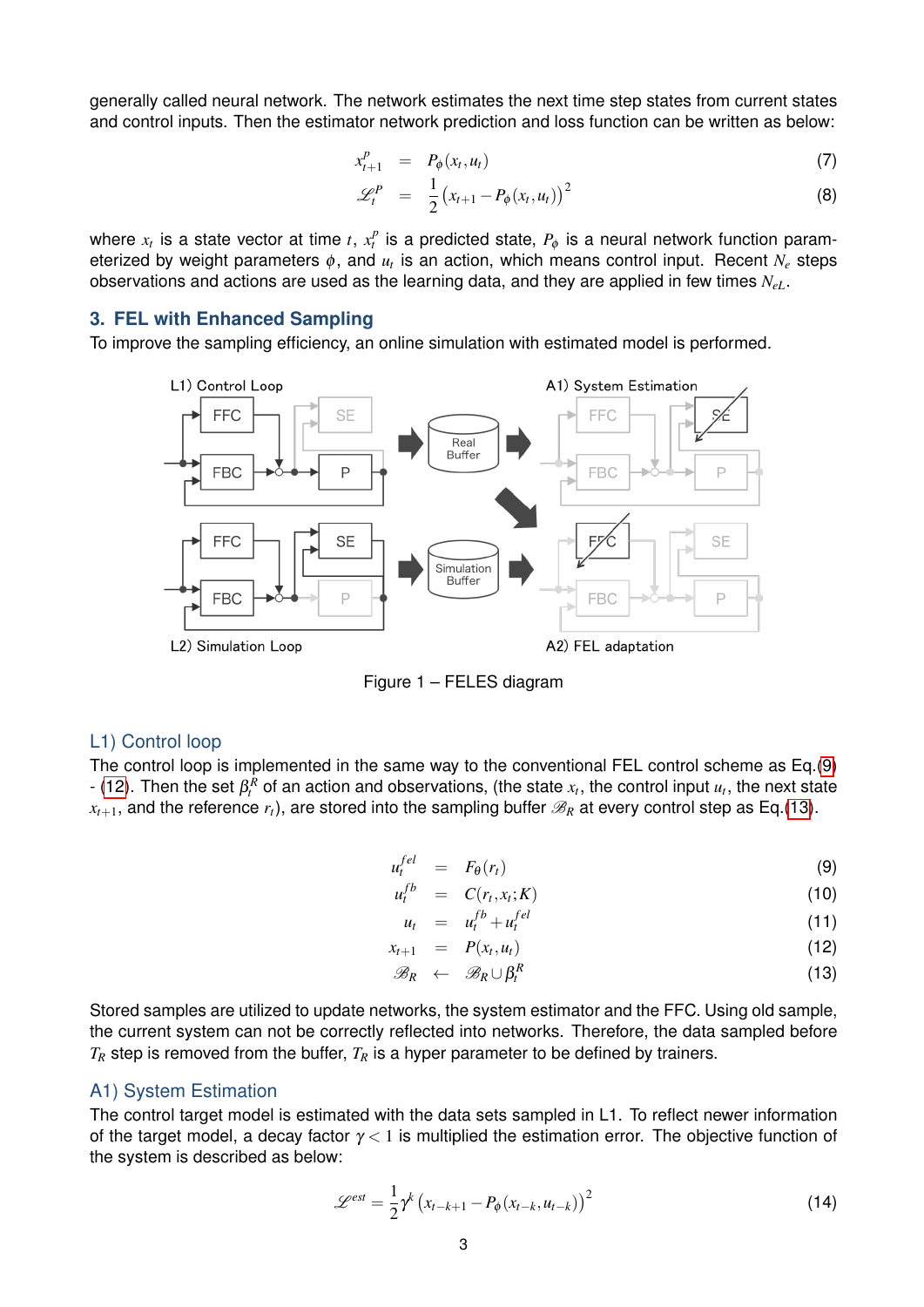generally called neural network. The network estimates the next time step states from current states and control inputs. Then the estimator network prediction and loss function can be written as below:

$$x_{t+1}^{P} = P_{\phi}(x_t, u_t) \tag{7}$$

$$\mathscr{L}_t^{P} = \frac{1}{2}\left(x_{t+1} - P_{\phi}(x_t, u_t)\right)^2 \tag{8}$$

where $x_t$ is a state vector at time $t$, $x_t^p$ is a predicted state, $P_\phi$ is a neural network function parameterized by weight parameters $\phi$, and $u_t$ is an action, which means control input. Recent $N_e$ steps observations and actions are used as the learning data, and they are applied in few times $N_{eL}$.

## 3. FEL with Enhanced Sampling

To improve the sampling efficiency, an online simulation with estimated model is performed.

Figure 1 – FELES diagram

### L1) Control loop

The control loop is implemented in the same way to the conventional FEL control scheme as Eq.(9) - (12). Then the set $\beta_t^R$ of an action and observations, (the state $x_t$, the control input $u_t$, the next state $x_{t+1}$, and the reference $r_t$), are stored into the sampling buffer $\mathscr{B}_R$ at every control step as Eq.(13).

$$u_t^{fel} = F_\theta(r_t) \tag{9}$$

$$u_t^{fb} = C(r_t, x_t; K) \tag{10}$$

$$u_t = u_t^{fb} + u_t^{fel} \tag{11}$$

$$x_{t+1} = P(x_t, u_t) \tag{12}$$

$$\mathscr{B}_R \leftarrow \mathscr{B}_R \cup \beta_t^R \tag{13}$$

Stored samples are utilized to update networks, the system estimator and the FFC. Using old sample, the current system can not be correctly reflected into networks. Therefore, the data sampled before $T_R$ step is removed from the buffer, $T_R$ is a hyper parameter to be defined by trainers.

### A1) System Estimation

The control target model is estimated with the data sets sampled in L1. To reflect newer information of the target model, a decay factor $\gamma < 1$ is multiplied the estimation error. The objective function of the system is described as below:

$$\mathscr{L}^{est} = \frac{1}{2}\gamma^k\left(x_{t-k+1} - P_\phi(x_{t-k}, u_{t-k})\right)^2 \tag{14}$$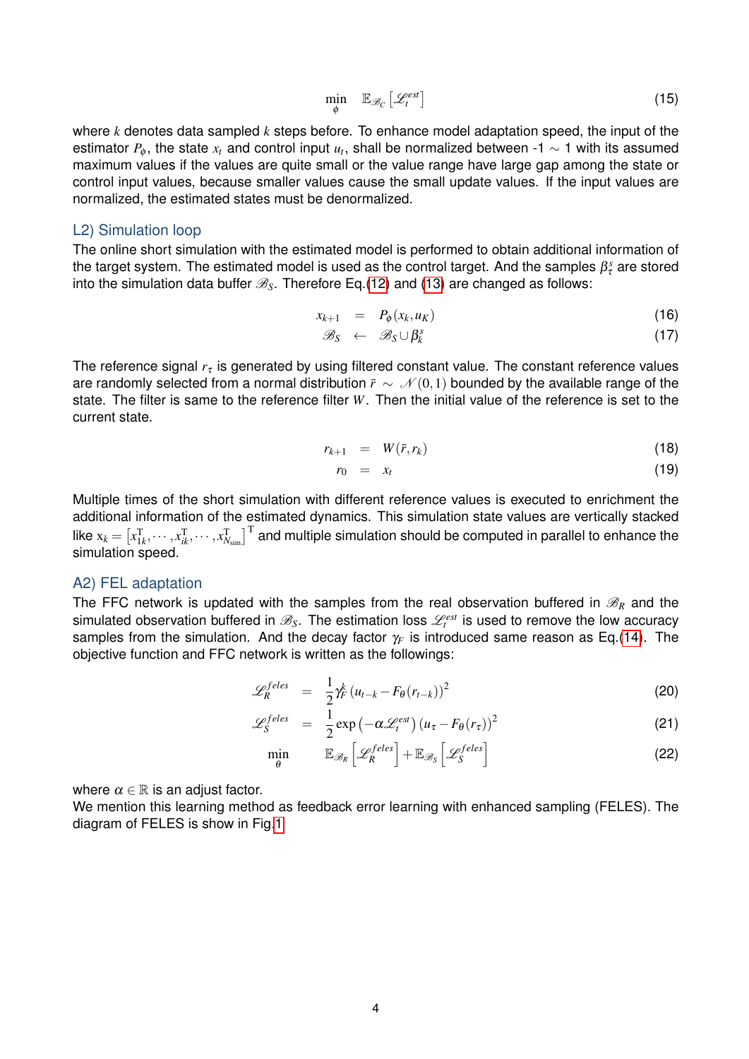$$\min_{\phi} \quad \mathbb{E}_{\mathscr{B}_C}\left[\mathscr{L}_t^{est}\right] \tag{15}$$

where $k$ denotes data sampled $k$ steps before. To enhance model adaptation speed, the input of the estimator $P_\phi$, the state $x_t$ and control input $u_t$, shall be normalized between -1 $\sim$ 1 with its assumed maximum values if the values are quite small or the value range have large gap among the state or control input values, because smaller values cause the small update values. If the input values are normalized, the estimated states must be denormalized.

### L2) Simulation loop

The online short simulation with the estimated model is performed to obtain additional information of the target system. The estimated model is used as the control target. And the samples $\beta_\tau^s$ are stored into the simulation data buffer $\mathscr{B}_S$. Therefore Eq.(12) and (13) are changed as follows:

$$x_{k+1} = P_\phi(x_k, u_K) \tag{16}$$

$$\mathscr{B}_S \leftarrow \mathscr{B}_S \cup \beta_k^s \tag{17}$$

The reference signal $r_\tau$ is generated by using filtered constant value. The constant reference values are randomly selected from a normal distribution $\bar{r} \sim \mathscr{N}(0,1)$ bounded by the available range of the state. The filter is same to the reference filter $W$. Then the initial value of the reference is set to the current state.

$$r_{k+1} = W(\bar{r}, r_k) \tag{18}$$

$$r_0 = x_t \tag{19}$$

Multiple times of the short simulation with different reference values is executed to enrichment the additional information of the estimated dynamics. This simulation state values are vertically stacked like $\mathrm{x}_k = \left[x_{1k}^{\mathrm{T}}, \cdots, x_{ik}^{\mathrm{T}}, \cdots, x_{N_{\mathrm{sim}}}^{\mathrm{T}}\right]^{\mathrm{T}}$ and multiple simulation should be computed in parallel to enhance the simulation speed.

### A2) FEL adaptation

The FFC network is updated with the samples from the real observation buffered in $\mathscr{B}_R$ and the simulated observation buffered in $\mathscr{B}_S$. The estimation loss $\mathscr{L}_t^{est}$ is used to remove the low accuracy samples from the simulation. And the decay factor $\gamma_F$ is introduced same reason as Eq.(14). The objective function and FFC network is written as the followings:

$$\mathscr{L}_R^{feles} = \frac{1}{2}\gamma_F^k \left(u_{t-k} - F_\theta(r_{t-k})\right)^2 \tag{20}$$

$$\mathscr{L}_S^{feles} = \frac{1}{2}\exp\left(-\alpha \mathscr{L}_t^{est}\right)\left(u_\tau - F_\theta(r_\tau)\right)^2 \tag{21}$$

$$\min_{\theta} \quad \mathbb{E}_{\mathscr{B}_R}\left[\mathscr{L}_R^{feles}\right] + \mathbb{E}_{\mathscr{B}_S}\left[\mathscr{L}_S^{feles}\right] \tag{22}$$

where $\alpha \in \mathbb{R}$ is an adjust factor.
We mention this learning method as feedback error learning with enhanced sampling (FELES). The diagram of FELES is show in Fig.1.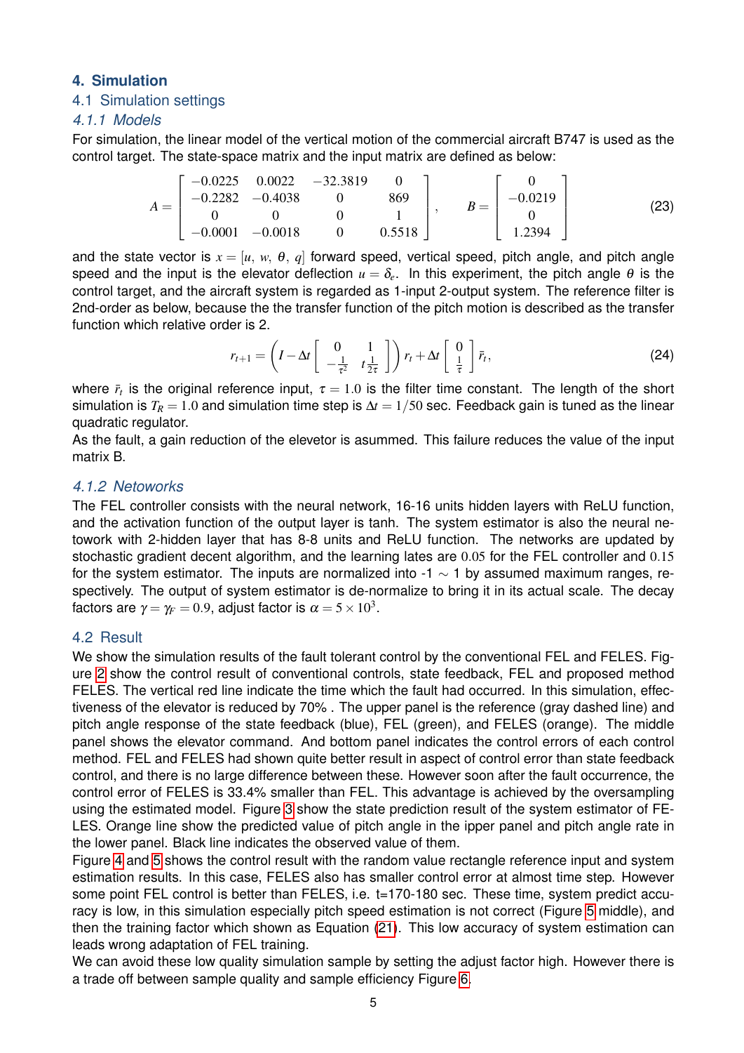## 4. Simulation

### 4.1 Simulation settings

#### 4.1.1 Models

For simulation, the linear model of the vertical motion of the commercial aircraft B747 is used as the control target. The state-space matrix and the input matrix are defined as below:

$$A = \begin{bmatrix} -0.0225 & 0.0022 & -32.3819 & 0 \\ -0.2282 & -0.4038 & 0 & 869 \\ 0 & 0 & 0 & 1 \\ -0.0001 & -0.0018 & 0 & 0.5518 \end{bmatrix}, \quad B = \begin{bmatrix} 0 \\ -0.0219 \\ 0 \\ 1.2394 \end{bmatrix} \tag{23}$$

and the state vector is $x = [u,\ w,\ \theta,\ q]$ forward speed, vertical speed, pitch angle, and pitch angle speed and the input is the elevator deflection $u = \delta_e$. In this experiment, the pitch angle $\theta$ is the control target, and the aircraft system is regarded as 1-input 2-output system. The reference filter is 2nd-order as below, because the the transfer function of the pitch motion is described as the transfer function which relative order is 2.

$$r_{t+1} = \left( I - \Delta t \begin{bmatrix} 0 & 1 \\ -\frac{1}{\tau^2} & t\frac{1}{2\tau} \end{bmatrix} \right) r_t + \Delta t \begin{bmatrix} 0 \\ \frac{1}{\tau} \end{bmatrix} \bar{r}_t, \tag{24}$$

where $\bar{r}_t$ is the original reference input, $\tau = 1.0$ is the filter time constant. The length of the short simulation is $T_R = 1.0$ and simulation time step is $\Delta t = 1/50$ sec. Feedback gain is tuned as the linear quadratic regulator.
As the fault, a gain reduction of the elevetor is asummed. This failure reduces the value of the input matrix B.

#### 4.1.2 Netoworks

The FEL controller consists with the neural network, 16-16 units hidden layers with ReLU function, and the activation function of the output layer is tanh. The system estimator is also the neural netowork with 2-hidden layer that has 8-8 units and ReLU function. The networks are updated by stochastic gradient decent algorithm, and the learning lates are $0.05$ for the FEL controller and $0.15$ for the system estimator. The inputs are normalized into -1 $\sim$ 1 by assumed maximum ranges, respectively. The output of system estimator is de-normalize to bring it in its actual scale. The decay factors are $\gamma = \gamma_F = 0.9$, adjust factor is $\alpha = 5 \times 10^3$.

### 4.2 Result

We show the simulation results of the fault tolerant control by the conventional FEL and FELES. Figure 2 show the control result of conventional controls, state feedback, FEL and proposed method FELES. The vertical red line indicate the time which the fault had occurred. In this simulation, effectiveness of the elevator is reduced by 70% . The upper panel is the reference (gray dashed line) and pitch angle response of the state feedback (blue), FEL (green), and FELES (orange). The middle panel shows the elevator command. And bottom panel indicates the control errors of each control method. FEL and FELES had shown quite better result in aspect of control error than state feedback control, and there is no large difference between these. However soon after the fault occurrence, the control error of FELES is 33.4% smaller than FEL. This advantage is achieved by the oversampling using the estimated model. Figure 3 show the state prediction result of the system estimator of FELES. Orange line show the predicted value of pitch angle in the ipper panel and pitch angle rate in the lower panel. Black line indicates the observed value of them.
Figure 4 and 5 shows the control result with the random value rectangle reference input and system estimation results. In this case, FELES also has smaller control error at almost time step. However some point FEL control is better than FELES, i.e. t=170-180 sec. These time, system predict accuracy is low, in this simulation especially pitch speed estimation is not correct (Figure 5 middle), and then the training factor which shown as Equation (21). This low accuracy of system estimation can leads wrong adaptation of FEL training.
We can avoid these low quality simulation sample by setting the adjust factor high. However there is a trade off between sample quality and sample efficiency Figure 6.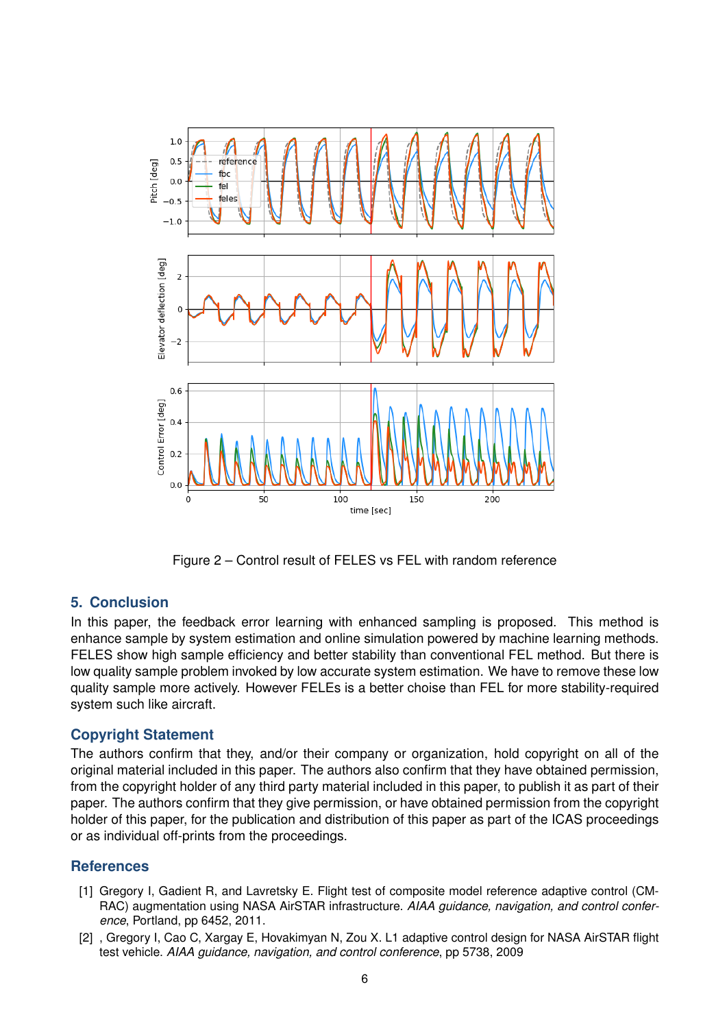Figure 2 – Control result of FELES vs FEL with random reference

## 5. Conclusion

In this paper, the feedback error learning with enhanced sampling is proposed. This method is enhance sample by system estimation and online simulation powered by machine learning methods. FELES show high sample efficiency and better stability than conventional FEL method. But there is low quality sample problem invoked by low accurate system estimation. We have to remove these low quality sample more actively. However FELEs is a better choise than FEL for more stability-required system such like aircraft.

## Copyright Statement

The authors confirm that they, and/or their company or organization, hold copyright on all of the original material included in this paper. The authors also confirm that they have obtained permission, from the copyright holder of any third party material included in this paper, to publish it as part of their paper. The authors confirm that they give permission, or have obtained permission from the copyright holder of this paper, for the publication and distribution of this paper as part of the ICAS proceedings or as individual off-prints from the proceedings.

## References

[1] Gregory I, Gadient R, and Lavretsky E. Flight test of composite model reference adaptive control (CMRAC) augmentation using NASA AirSTAR infrastructure. *AIAA guidance, navigation, and control conference*, Portland, pp 6452, 2011.

[2] , Gregory I, Cao C, Xargay E, Hovakimyan N, Zou X. L1 adaptive control design for NASA AirSTAR flight test vehicle. *AIAA guidance, navigation, and control conference*, pp 5738, 2009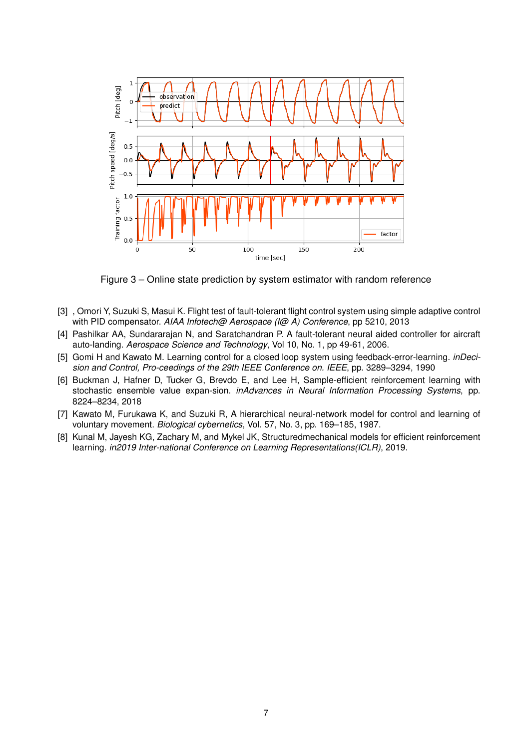Figure 3 – Online state prediction by system estimator with random reference

[3] , Omori Y, Suzuki S, Masui K. Flight test of fault-tolerant flight control system using simple adaptive control with PID compensator. *AIAA Infotech@ Aerospace (I@ A) Conference*, pp 5210, 2013

[4] Pashilkar AA, Sundararajan N, and Saratchandran P. A fault-tolerant neural aided controller for aircraft auto-landing. *Aerospace Science and Technology*, Vol 10, No. 1, pp 49-61, 2006.

[5] Gomi H and Kawato M. Learning control for a closed loop system using feedback-error-learning. *inDecision and Control, Pro-ceedings of the 29th IEEE Conference on. IEEE*, pp. 3289–3294, 1990

[6] Buckman J, Hafner D, Tucker G, Brevdo E, and Lee H, Sample-efficient reinforcement learning with stochastic ensemble value expan-sion. *inAdvances in Neural Information Processing Systems*, pp. 8224–8234, 2018

[7] Kawato M, Furukawa K, and Suzuki R, A hierarchical neural-network model for control and learning of voluntary movement. *Biological cybernetics*, Vol. 57, No. 3, pp. 169–185, 1987.

[8] Kunal M, Jayesh KG, Zachary M, and Mykel JK, Structuredmechanical models for efficient reinforcement learning. *in2019 Inter-national Conference on Learning Representations(ICLR)*, 2019.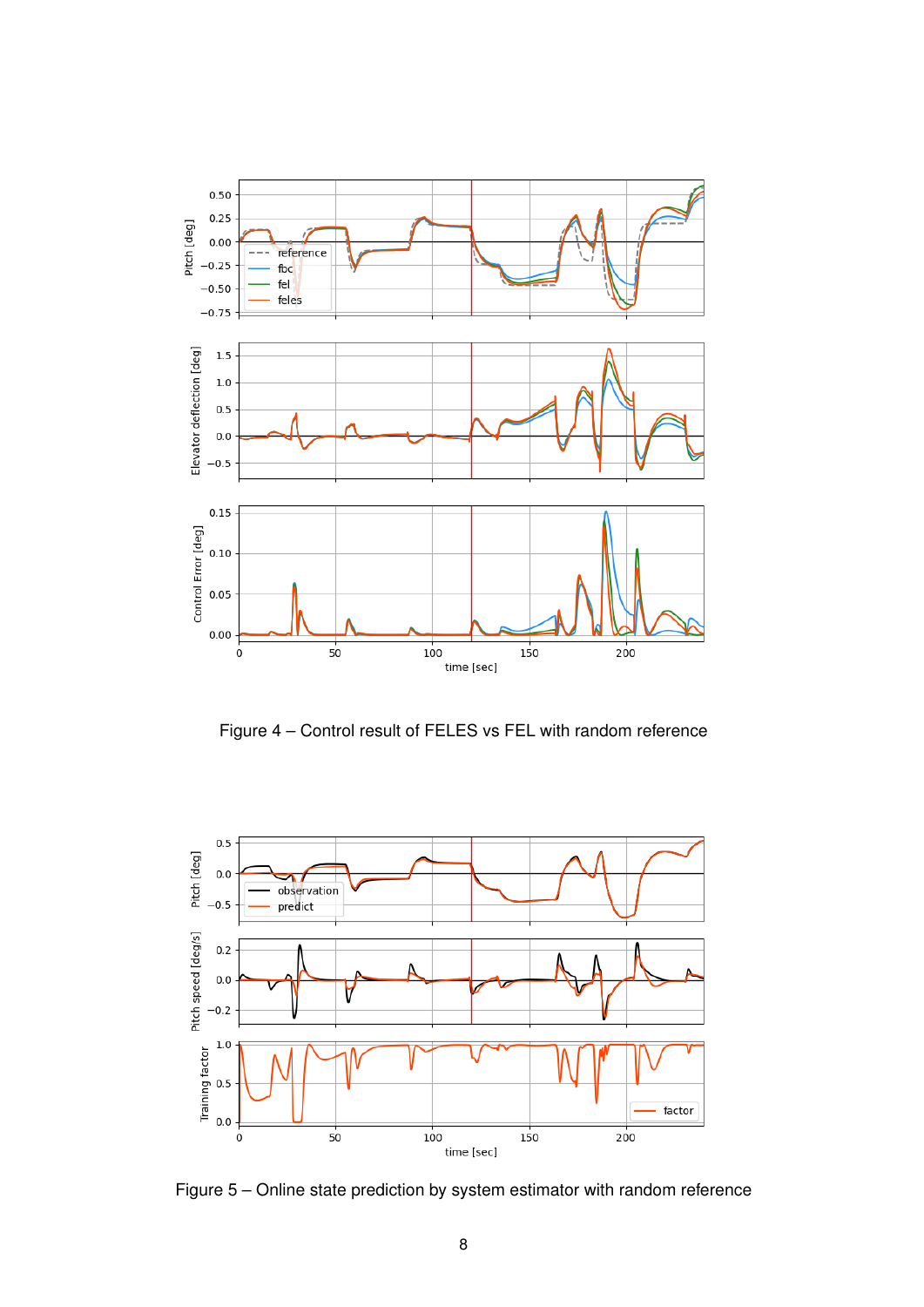Figure 4 – Control result of FELES vs FEL with random reference

Figure 5 – Online state prediction by system estimator with random reference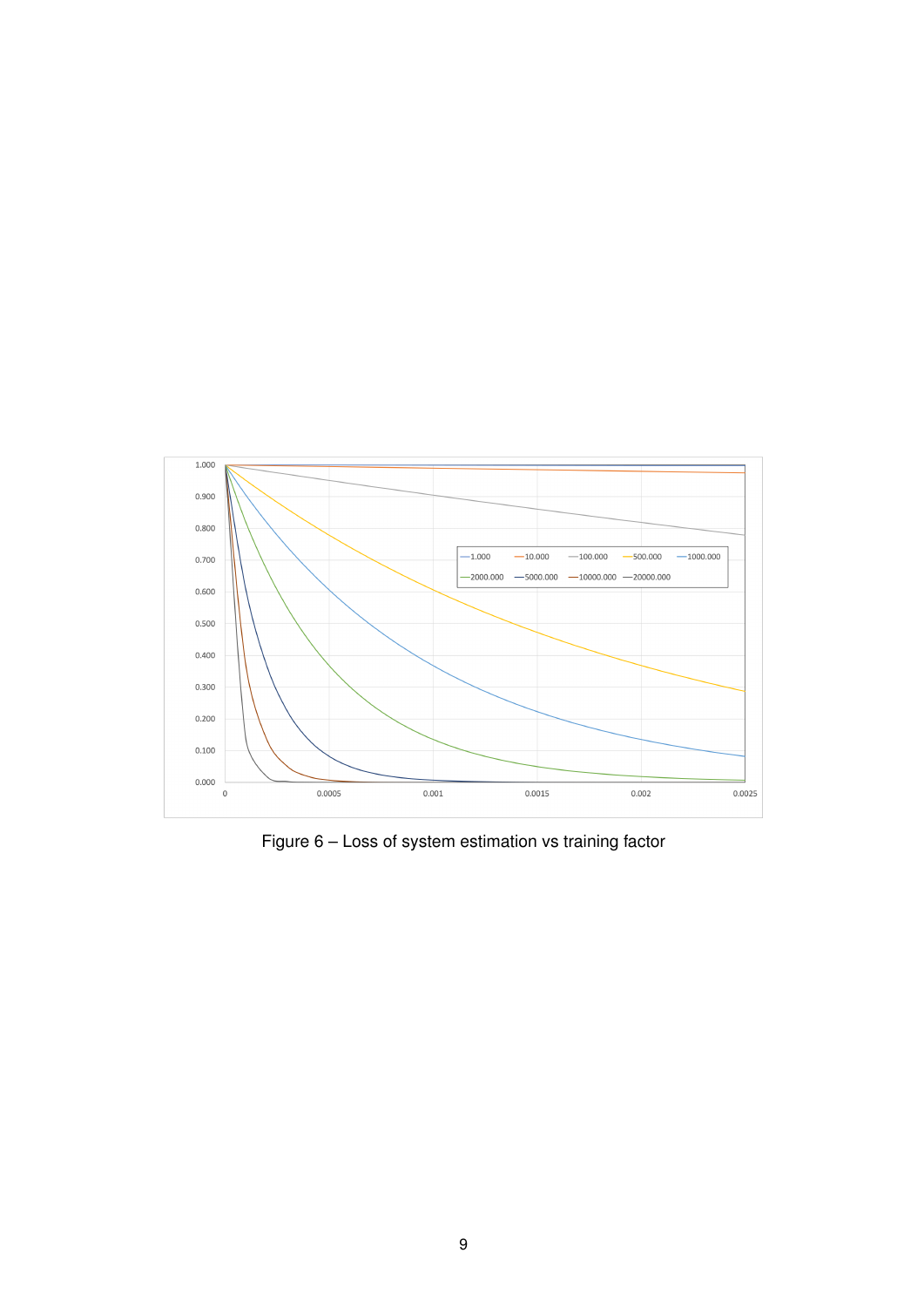1.000
0.900
0.800
0.700
0.600
0.500
0.400
0.300
0.200
0.100
0.000

0
0.0005
0.001
0.0015
0.002
0.0025

1.000
10.000
100.000
500.000
1000.000
2000.000
5000.000
10000.000
20000.000

Figure 6 – Loss of system estimation vs training factor